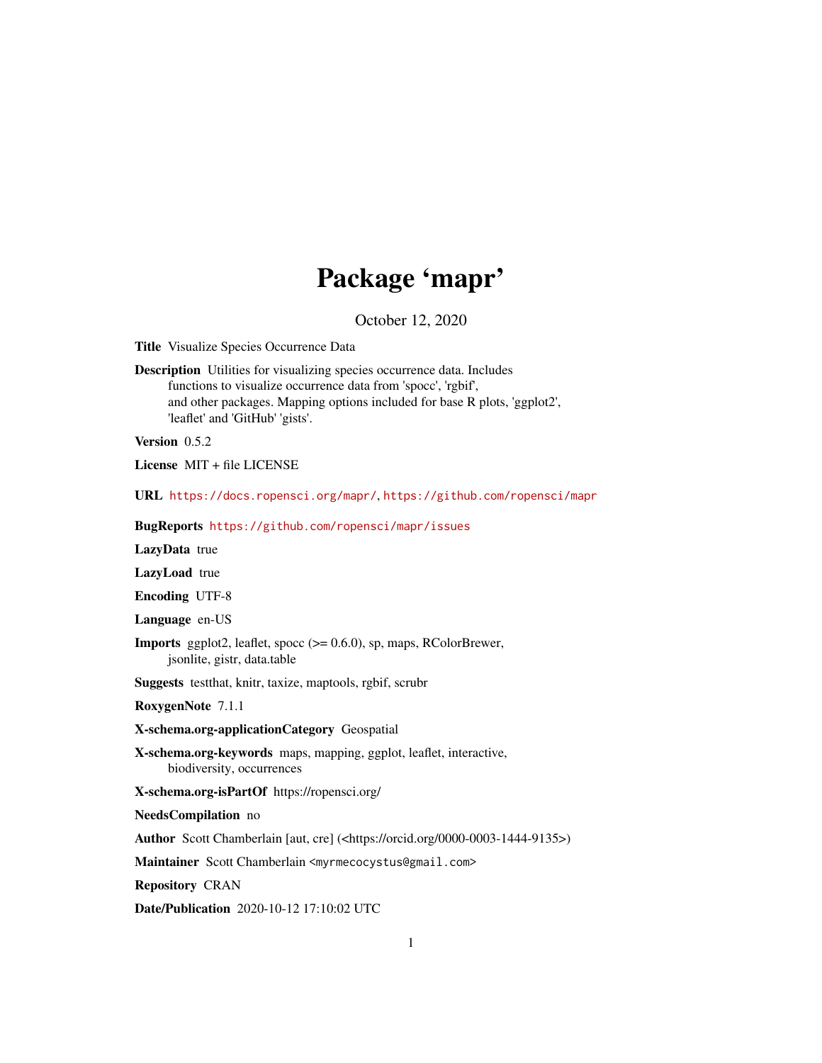# Package 'mapr'

October 12, 2020

**Title** Visualize Species Occurrence Data

**Description** Utilities for visualizing species occurrence data. Includes functions to visualize occurrence data from 'spocc', 'rgbif', and other packages. Mapping options included for base R plots, 'ggplot2', 'leaflet' and 'GitHub' 'gists'.

**Version** 0.5.2

**License** MIT + file LICENSE

**URL** https://docs.ropensci.org/mapr/, https://github.com/ropensci/mapr

**BugReports** https://github.com/ropensci/mapr/issues

**LazyData** true

**LazyLoad** true

**Encoding** UTF-8

**Language** en-US

**Imports** ggplot2, leaflet, spocc (>= 0.6.0), sp, maps, RColorBrewer, jsonlite, gistr, data.table

**Suggests** testthat, knitr, taxize, maptools, rgbif, scrubr

**RoxygenNote** 7.1.1

**X-schema.org-applicationCategory** Geospatial

**X-schema.org-keywords** maps, mapping, ggplot, leaflet, interactive, biodiversity, occurrences

**X-schema.org-isPartOf** https://ropensci.org/

**NeedsCompilation** no

**Author** Scott Chamberlain [aut, cre] (<https://orcid.org/0000-0003-1444-9135>)

**Maintainer** Scott Chamberlain <myrmecocystus@gmail.com>

**Repository** CRAN

**Date/Publication** 2020-10-12 17:10:02 UTC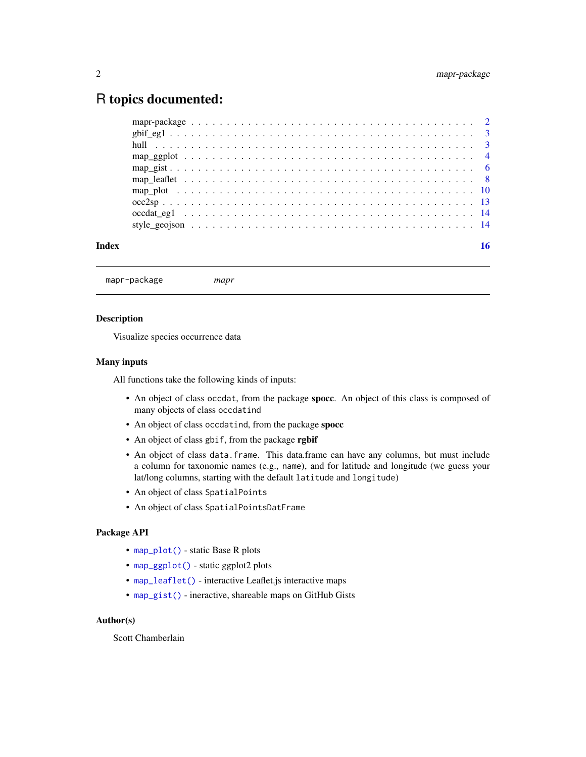# R topics documented:

| | |
|---|---|
| mapr-package | 2 |
| gbif_eg1 | 3 |
| hull | 3 |
| map_ggplot | 4 |
| map_gist | 6 |
| map_leaflet | 8 |
| map_plot | 10 |
| occ2sp | 13 |
| occdat_eg1 | 14 |
| style_geojson | 14 |
| **Index** | **16** |

---

`mapr-package` *mapr*

---

### Description

Visualize species occurrence data

### Many inputs

All functions take the following kinds of inputs:

- An object of class `occdat`, from the package **spocc**. An object of this class is composed of many objects of class `occdatind`
- An object of class `occdatind`, from the package **spocc**
- An object of class `gbif`, from the package **rgbif**
- An object of class `data.frame`. This data.frame can have any columns, but must include a column for taxonomic names (e.g., `name`), and for latitude and longitude (we guess your lat/long columns, starting with the default `latitude` and `longitude`)
- An object of class `SpatialPoints`
- An object of class `SpatialPointsDatFrame`

### Package API

- `map_plot()` - static Base R plots
- `map_ggplot()` - static ggplot2 plots
- `map_leaflet()` - interactive Leaflet.js interactive maps
- `map_gist()` - ineractive, shareable maps on GitHub Gists

### Author(s)

Scott Chamberlain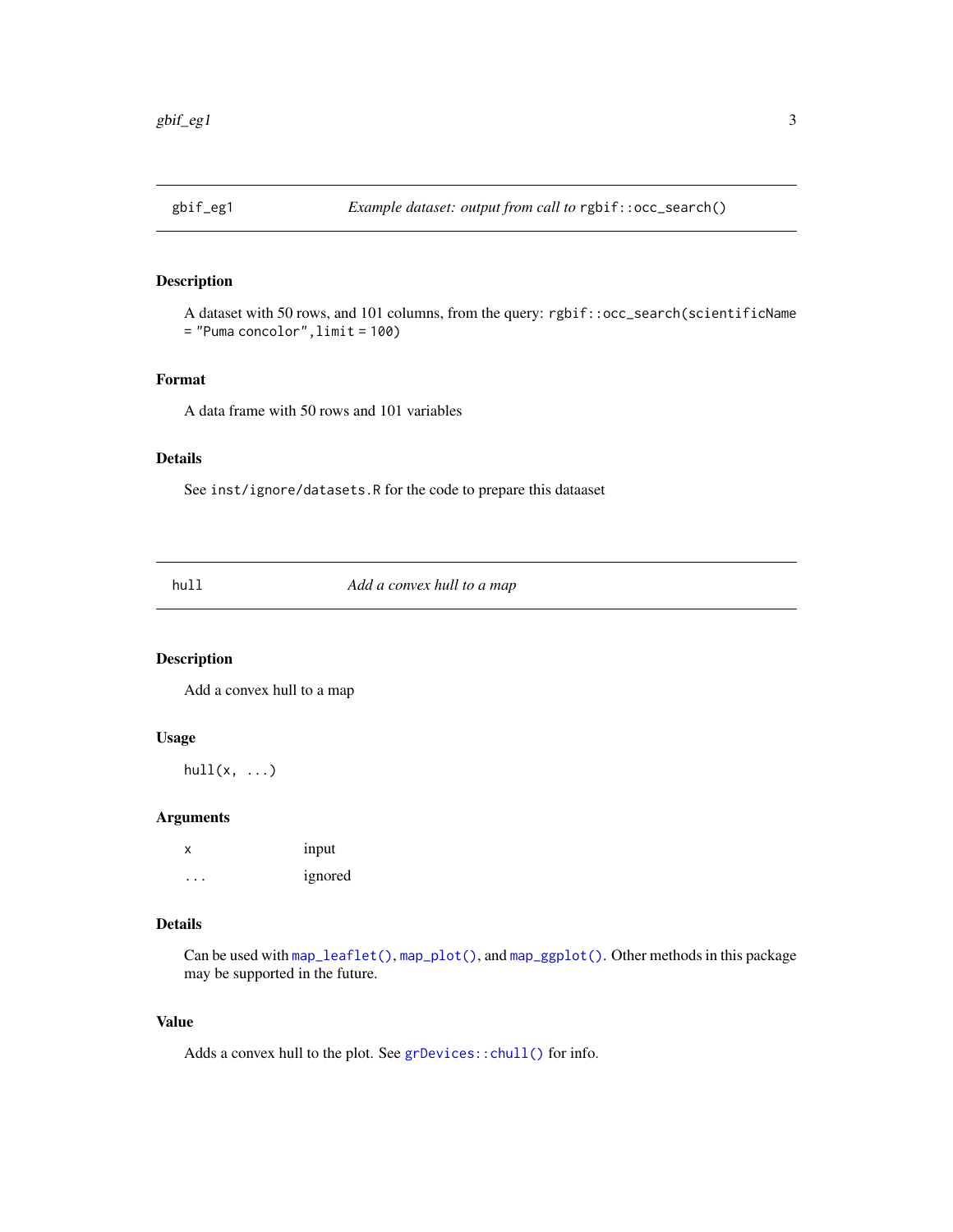## gbif_eg1 — *Example dataset: output from call to* `rgbif::occ_search()`

### Description

A dataset with 50 rows, and 101 columns, from the query: `rgbif::occ_search(scientificName = "Puma concolor",limit = 100)`

### Format

A data frame with 50 rows and 101 variables

### Details

See `inst/ignore/datasets.R` for the code to prepare this dataaset

## hull — *Add a convex hull to a map*

### Description

Add a convex hull to a map

### Usage

```
hull(x, ...)
```

### Arguments

| | |
|---|---|
| `x` | input |
| `...` | ignored |

### Details

Can be used with `map_leaflet()`, `map_plot()`, and `map_ggplot()`. Other methods in this package may be supported in the future.

### Value

Adds a convex hull to the plot. See `grDevices::chull()` for info.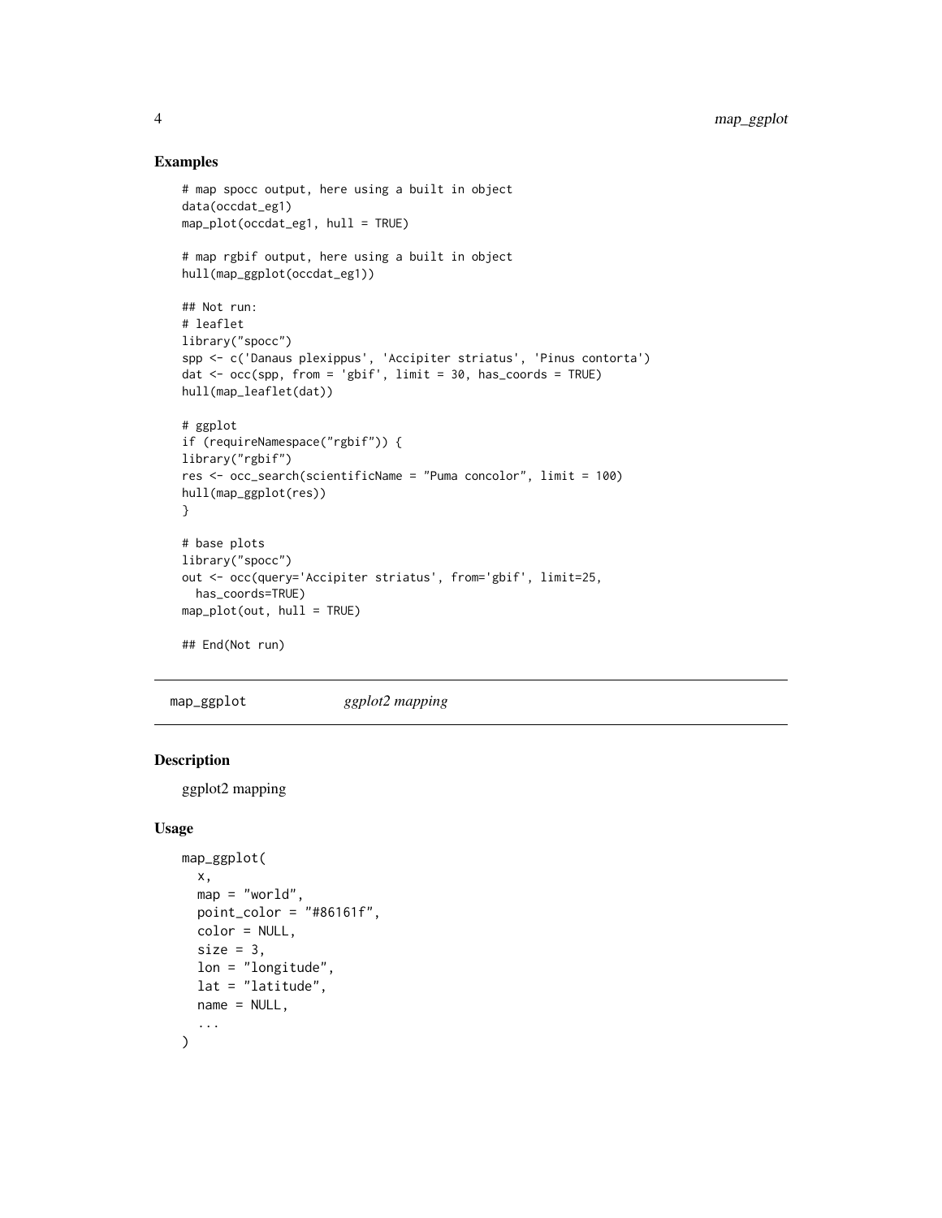## Examples

```
# map spocc output, here using a built in object
data(occdat_eg1)
map_plot(occdat_eg1, hull = TRUE)

# map rgbif output, here using a built in object
hull(map_ggplot(occdat_eg1))

## Not run:
# leaflet
library("spocc")
spp <- c('Danaus plexippus', 'Accipiter striatus', 'Pinus contorta')
dat <- occ(spp, from = 'gbif', limit = 30, has_coords = TRUE)
hull(map_leaflet(dat))

# ggplot
if (requireNamespace("rgbif")) {
library("rgbif")
res <- occ_search(scientificName = "Puma concolor", limit = 100)
hull(map_ggplot(res))
}

# base plots
library("spocc")
out <- occ(query='Accipiter striatus', from='gbif', limit=25,
  has_coords=TRUE)
map_plot(out, hull = TRUE)

## End(Not run)
```

---

# map_ggplot *ggplot2 mapping*

---

## Description

ggplot2 mapping

## Usage

```
map_ggplot(
  x,
  map = "world",
  point_color = "#86161f",
  color = NULL,
  size = 3,
  lon = "longitude",
  lat = "latitude",
  name = NULL,
  ...
)
```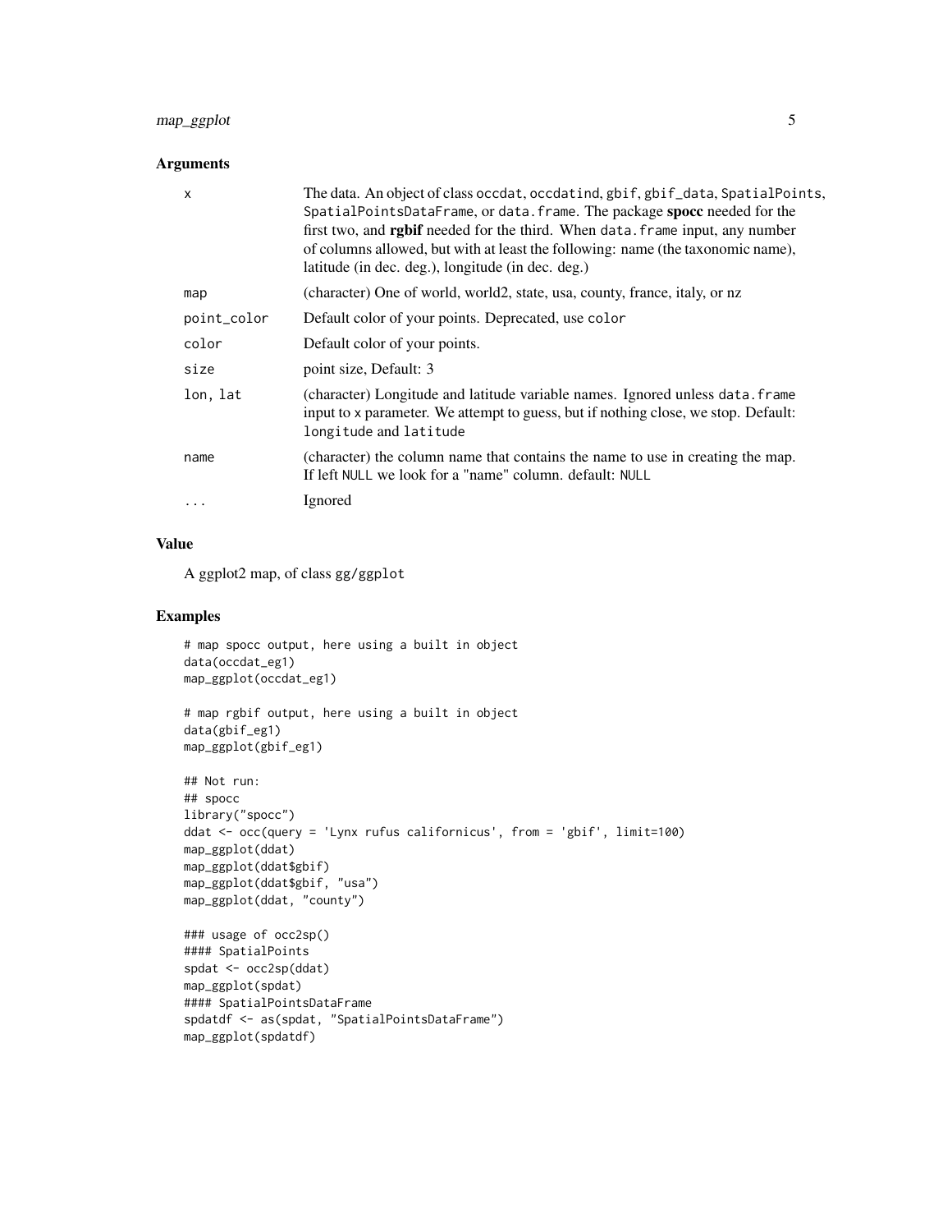## Arguments

| | |
|---|---|
| x | The data. An object of class `occdat`, `occdatind`, `gbif`, `gbif_data`, `SpatialPoints`, `SpatialPointsDataFrame`, or `data.frame`. The package **spocc** needed for the first two, and **rgbif** needed for the third. When `data.frame` input, any number of columns allowed, but with at least the following: name (the taxonomic name), latitude (in dec. deg.), longitude (in dec. deg.) |
| map | (character) One of world, world2, state, usa, county, france, italy, or nz |
| point_color | Default color of your points. Deprecated, use `color` |
| color | Default color of your points. |
| size | point size, Default: 3 |
| lon, lat | (character) Longitude and latitude variable names. Ignored unless `data.frame` input to x parameter. We attempt to guess, but if nothing close, we stop. Default: `longitude` and `latitude` |
| name | (character) the column name that contains the name to use in creating the map. If left `NULL` we look for a "name" column. default: `NULL` |
| ... | Ignored |

## Value

A ggplot2 map, of class `gg/ggplot`

## Examples

```
# map spocc output, here using a built in object
data(occdat_eg1)
map_ggplot(occdat_eg1)

# map rgbif output, here using a built in object
data(gbif_eg1)
map_ggplot(gbif_eg1)

## Not run:
## spocc
library("spocc")
ddat <- occ(query = 'Lynx rufus californicus', from = 'gbif', limit=100)
map_ggplot(ddat)
map_ggplot(ddat$gbif)
map_ggplot(ddat$gbif, "usa")
map_ggplot(ddat, "county")

### usage of occ2sp()
#### SpatialPoints
spdat <- occ2sp(ddat)
map_ggplot(spdat)
#### SpatialPointsDataFrame
spdatdf <- as(spdat, "SpatialPointsDataFrame")
map_ggplot(spdatdf)
```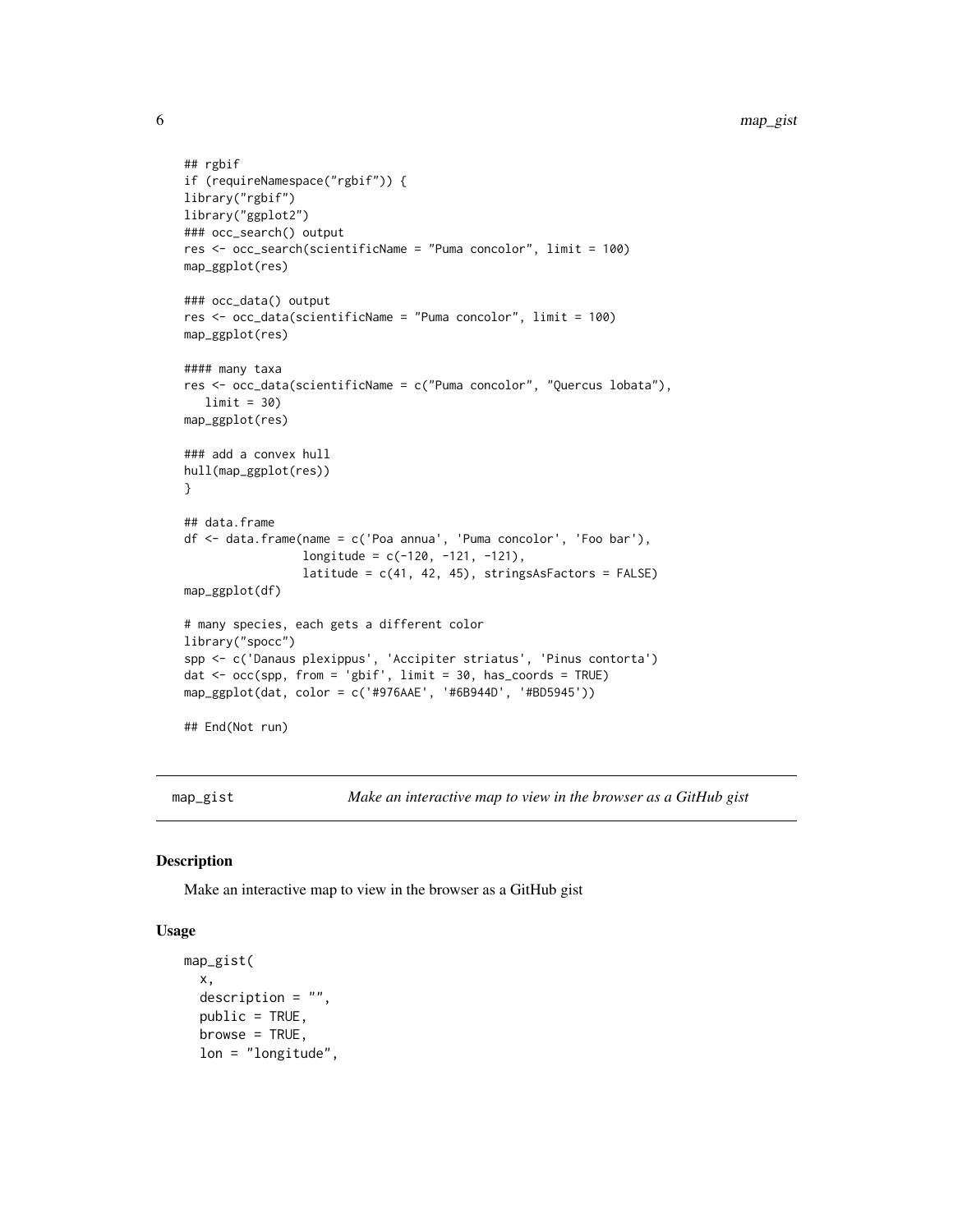```
## rgbif
if (requireNamespace("rgbif")) {
library("rgbif")
library("ggplot2")
### occ_search() output
res <- occ_search(scientificName = "Puma concolor", limit = 100)
map_ggplot(res)

### occ_data() output
res <- occ_data(scientificName = "Puma concolor", limit = 100)
map_ggplot(res)

#### many taxa
res <- occ_data(scientificName = c("Puma concolor", "Quercus lobata"),
   limit = 30)
map_ggplot(res)

### add a convex hull
hull(map_ggplot(res))
}

## data.frame
df <- data.frame(name = c('Poa annua', 'Puma concolor', 'Foo bar'),
                 longitude = c(-120, -121, -121),
                 latitude = c(41, 42, 45), stringsAsFactors = FALSE)
map_ggplot(df)

# many species, each gets a different color
library("spocc")
spp <- c('Danaus plexippus', 'Accipiter striatus', 'Pinus contorta')
dat <- occ(spp, from = 'gbif', limit = 30, has_coords = TRUE)
map_ggplot(dat, color = c('#976AAE', '#6B944D', '#BD5945'))

## End(Not run)
```

## map_gist — *Make an interactive map to view in the browser as a GitHub gist*

### Description

Make an interactive map to view in the browser as a GitHub gist

### Usage

```
map_gist(
  x,
  description = "",
  public = TRUE,
  browse = TRUE,
  lon = "longitude",
```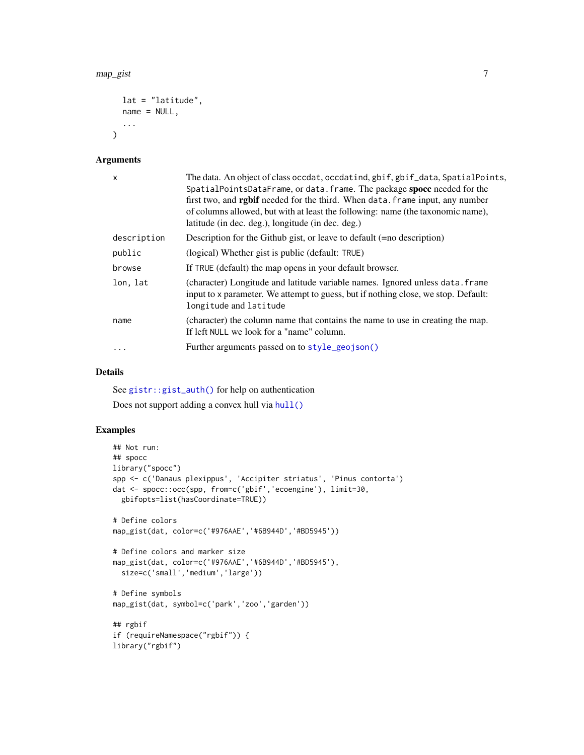```
  lat = "latitude",
  name = NULL,
  ...
)
```

### Arguments

| | |
|---|---|
| x | The data. An object of class occdat, occdatind, gbif, gbif_data, SpatialPoints, SpatialPointsDataFrame, or data.frame. The package **spocc** needed for the first two, and **rgbif** needed for the third. When data.frame input, any number of columns allowed, but with at least the following: name (the taxonomic name), latitude (in dec. deg.), longitude (in dec. deg.) |
| description | Description for the Github gist, or leave to default (=no description) |
| public | (logical) Whether gist is public (default: TRUE) |
| browse | If TRUE (default) the map opens in your default browser. |
| lon, lat | (character) Longitude and latitude variable names. Ignored unless data.frame input to x parameter. We attempt to guess, but if nothing close, we stop. Default: longitude and latitude |
| name | (character) the column name that contains the name to use in creating the map. If left NULL we look for a "name" column. |
| ... | Further arguments passed on to style_geojson() |

### Details

See gistr::gist_auth() for help on authentication

Does not support adding a convex hull via hull()

### Examples

```
## Not run:
## spocc
library("spocc")
spp <- c('Danaus plexippus', 'Accipiter striatus', 'Pinus contorta')
dat <- spocc::occ(spp, from=c('gbif','ecoengine'), limit=30,
  gbifopts=list(hasCoordinate=TRUE))

# Define colors
map_gist(dat, color=c('#976AAE','#6B944D','#BD5945'))

# Define colors and marker size
map_gist(dat, color=c('#976AAE','#6B944D','#BD5945'),
  size=c('small','medium','large'))

# Define symbols
map_gist(dat, symbol=c('park','zoo','garden'))

## rgbif
if (requireNamespace("rgbif")) {
library("rgbif")
```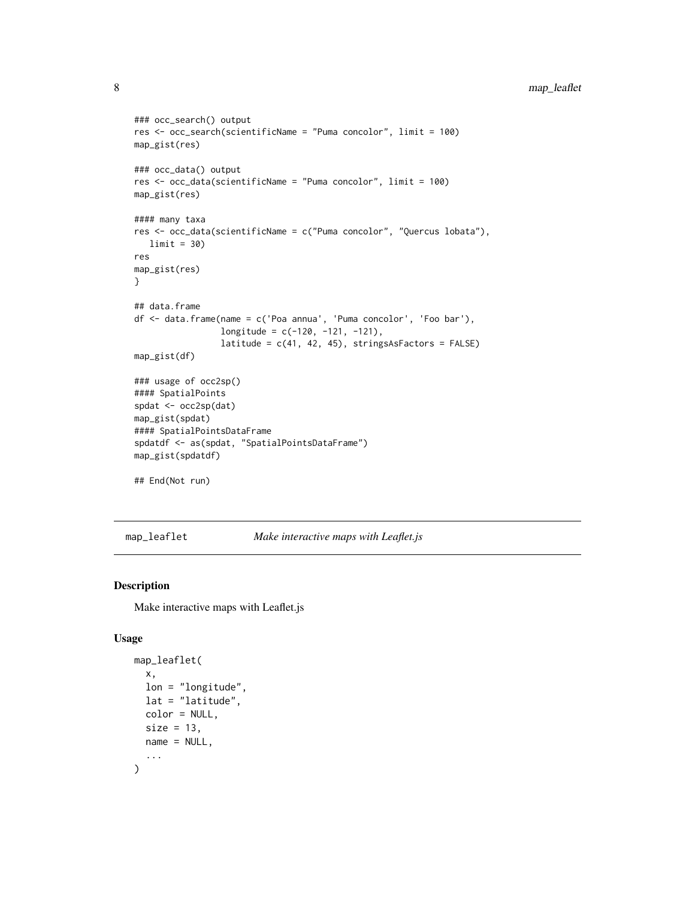```
### occ_search() output
res <- occ_search(scientificName = "Puma concolor", limit = 100)
map_gist(res)

### occ_data() output
res <- occ_data(scientificName = "Puma concolor", limit = 100)
map_gist(res)

#### many taxa
res <- occ_data(scientificName = c("Puma concolor", "Quercus lobata"),
   limit = 30)
res
map_gist(res)
}

## data.frame
df <- data.frame(name = c('Poa annua', 'Puma concolor', 'Foo bar'),
                 longitude = c(-120, -121, -121),
                 latitude = c(41, 42, 45), stringsAsFactors = FALSE)
map_gist(df)

### usage of occ2sp()
#### SpatialPoints
spdat <- occ2sp(dat)
map_gist(spdat)
#### SpatialPointsDataFrame
spdatdf <- as(spdat, "SpatialPointsDataFrame")
map_gist(spdatdf)

## End(Not run)
```

---

## map_leaflet — *Make interactive maps with Leaflet.js*

### Description

Make interactive maps with Leaflet.js

### Usage

```
map_leaflet(
  x,
  lon = "longitude",
  lat = "latitude",
  color = NULL,
  size = 13,
  name = NULL,
  ...
)
```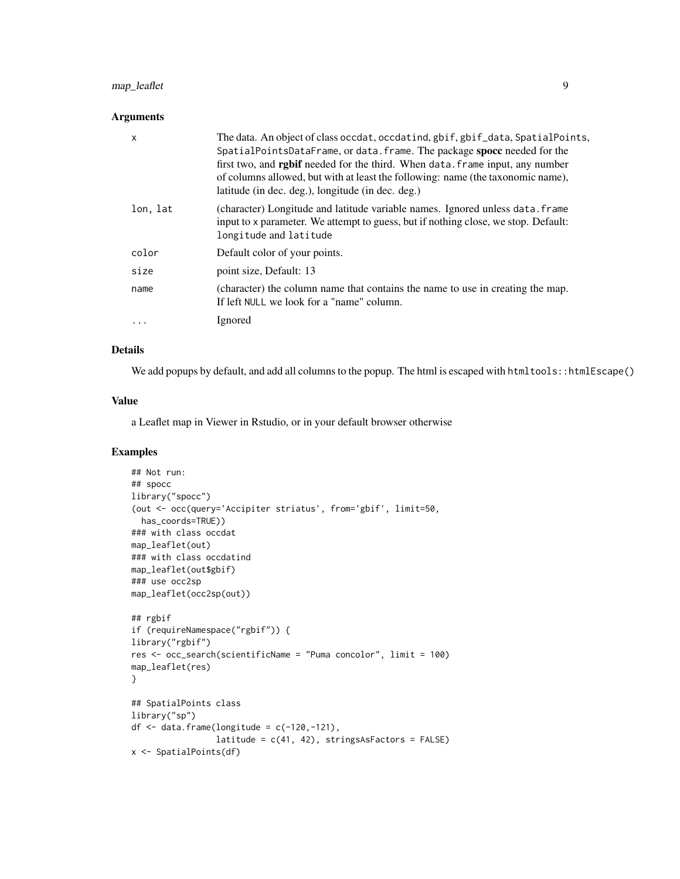## Arguments

| | |
|---|---|
| x | The data. An object of class `occdat`, `occdatind`, `gbif`, `gbif_data`, `SpatialPoints`, `SpatialPointsDataFrame`, or `data.frame`. The package **spocc** needed for the first two, and **rgbif** needed for the third. When `data.frame` input, any number of columns allowed, but with at least the following: name (the taxonomic name), latitude (in dec. deg.), longitude (in dec. deg.) |
| lon, lat | (character) Longitude and latitude variable names. Ignored unless `data.frame` input to `x` parameter. We attempt to guess, but if nothing close, we stop. Default: `longitude` and `latitude` |
| color | Default color of your points. |
| size | point size, Default: 13 |
| name | (character) the column name that contains the name to use in creating the map. If left `NULL` we look for a "name" column. |
| ... | Ignored |

## Details

We add popups by default, and add all columns to the popup. The html is escaped with `htmltools::htmlEscape()`

## Value

a Leaflet map in Viewer in Rstudio, or in your default browser otherwise

## Examples

```
## Not run:
## spocc
library("spocc")
(out <- occ(query='Accipiter striatus', from='gbif', limit=50,
  has_coords=TRUE))
### with class occdat
map_leaflet(out)
### with class occdatind
map_leaflet(out$gbif)
### use occ2sp
map_leaflet(occ2sp(out))

## rgbif
if (requireNamespace("rgbif")) {
library("rgbif")
res <- occ_search(scientificName = "Puma concolor", limit = 100)
map_leaflet(res)
}

## SpatialPoints class
library("sp")
df <- data.frame(longitude = c(-120,-121),
                 latitude = c(41, 42), stringsAsFactors = FALSE)
x <- SpatialPoints(df)
```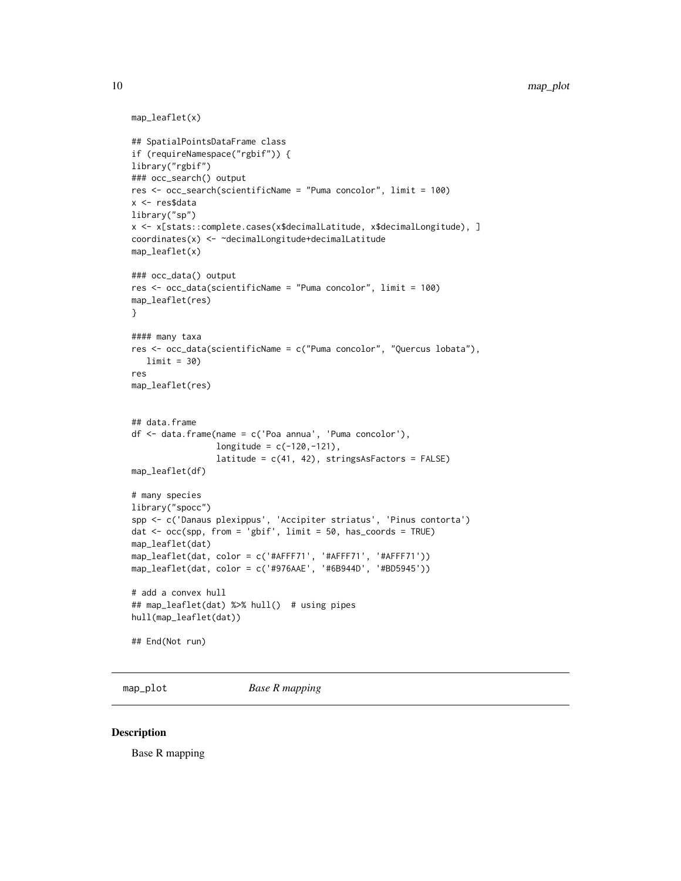```
map_leaflet(x)

## SpatialPointsDataFrame class
if (requireNamespace("rgbif")) {
library("rgbif")
### occ_search() output
res <- occ_search(scientificName = "Puma concolor", limit = 100)
x <- res$data
library("sp")
x <- x[stats::complete.cases(x$decimalLatitude, x$decimalLongitude), ]
coordinates(x) <- ~decimalLongitude+decimalLatitude
map_leaflet(x)

### occ_data() output
res <- occ_data(scientificName = "Puma concolor", limit = 100)
map_leaflet(res)
}

#### many taxa
res <- occ_data(scientificName = c("Puma concolor", "Quercus lobata"),
   limit = 30)
res
map_leaflet(res)


## data.frame
df <- data.frame(name = c('Poa annua', 'Puma concolor'),
                 longitude = c(-120,-121),
                 latitude = c(41, 42), stringsAsFactors = FALSE)
map_leaflet(df)

# many species
library("spocc")
spp <- c('Danaus plexippus', 'Accipiter striatus', 'Pinus contorta')
dat <- occ(spp, from = 'gbif', limit = 50, has_coords = TRUE)
map_leaflet(dat)
map_leaflet(dat, color = c('#AFFF71', '#AFFF71', '#AFFF71'))
map_leaflet(dat, color = c('#976AAE', '#6B944D', '#BD5945'))

# add a convex hull
## map_leaflet(dat) %>% hull()  # using pipes
hull(map_leaflet(dat))

## End(Not run)
```

---

## map_plot — *Base R mapping*

### Description

Base R mapping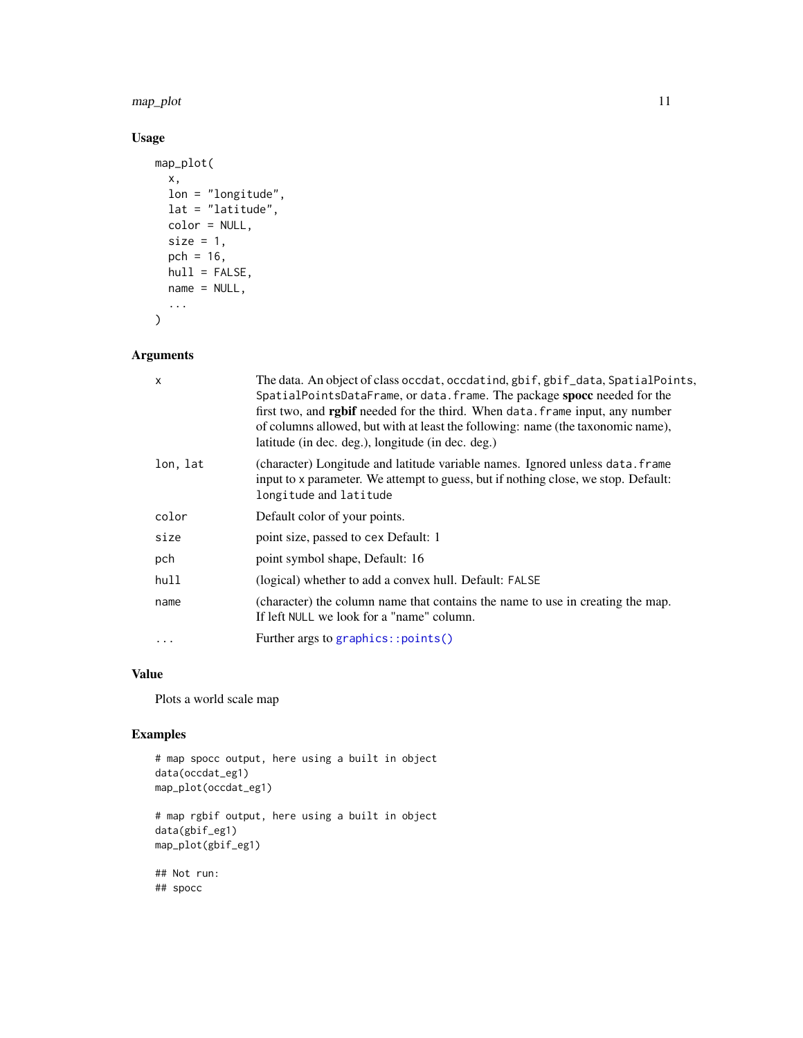## Usage

```
map_plot(
  x,
  lon = "longitude",
  lat = "latitude",
  color = NULL,
  size = 1,
  pch = 16,
  hull = FALSE,
  name = NULL,
  ...
)
```

## Arguments

| | |
|---|---|
| x | The data. An object of class occdat, occdatind, gbif, gbif_data, SpatialPoints, SpatialPointsDataFrame, or data.frame. The package **spocc** needed for the first two, and **rgbif** needed for the third. When data.frame input, any number of columns allowed, but with at least the following: name (the taxonomic name), latitude (in dec. deg.), longitude (in dec. deg.) |
| lon, lat | (character) Longitude and latitude variable names. Ignored unless data.frame input to x parameter. We attempt to guess, but if nothing close, we stop. Default: longitude and latitude |
| color | Default color of your points. |
| size | point size, passed to cex Default: 1 |
| pch | point symbol shape, Default: 16 |
| hull | (logical) whether to add a convex hull. Default: FALSE |
| name | (character) the column name that contains the name to use in creating the map. If left NULL we look for a "name" column. |
| ... | Further args to graphics::points() |

## Value

Plots a world scale map

## Examples

```
# map spocc output, here using a built in object
data(occdat_eg1)
map_plot(occdat_eg1)

# map rgbif output, here using a built in object
data(gbif_eg1)
map_plot(gbif_eg1)

## Not run:
## spocc
```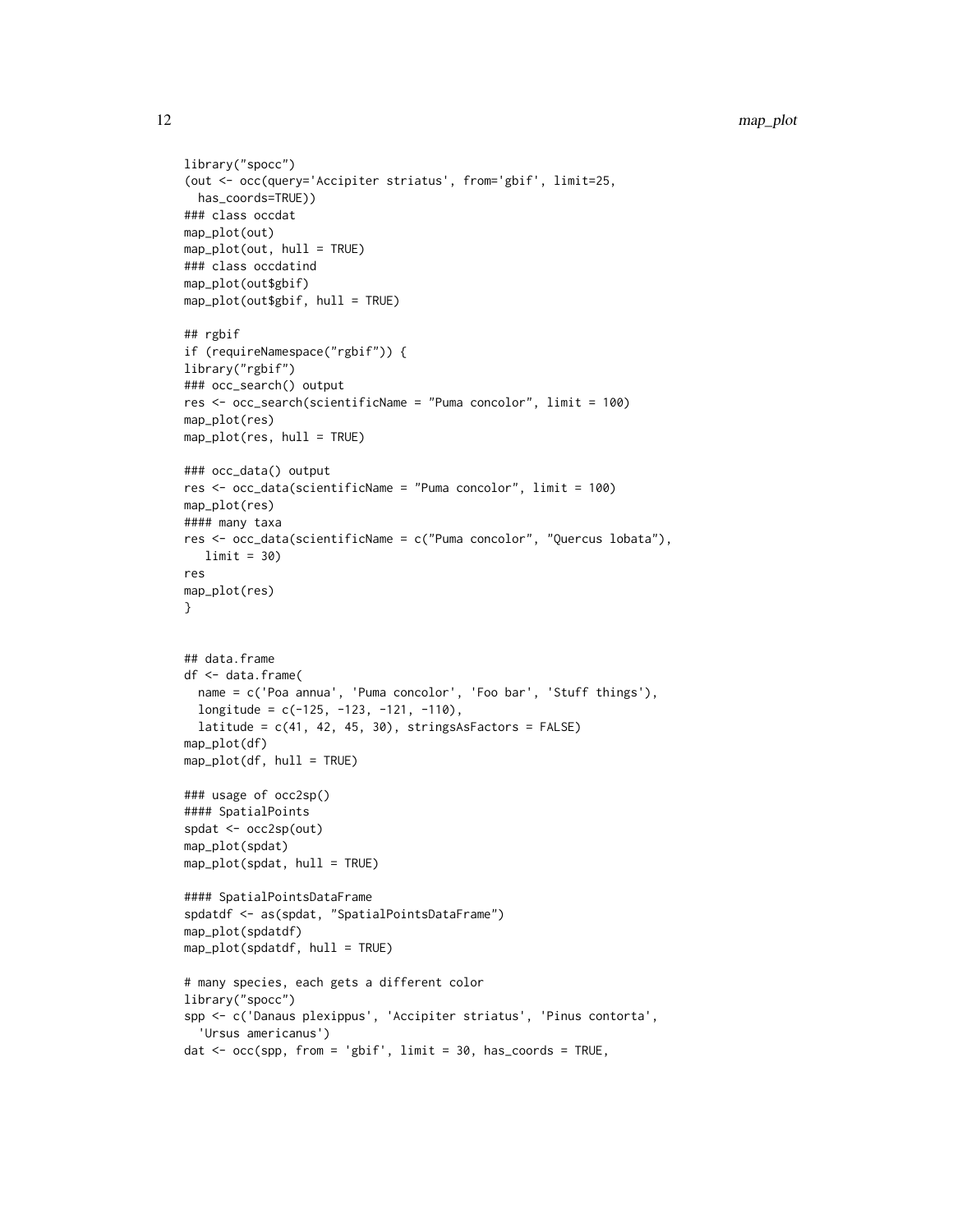```
library("spocc")
(out <- occ(query='Accipiter striatus', from='gbif', limit=25,
  has_coords=TRUE))
### class occdat
map_plot(out)
map_plot(out, hull = TRUE)
### class occdatind
map_plot(out$gbif)
map_plot(out$gbif, hull = TRUE)

## rgbif
if (requireNamespace("rgbif")) {
library("rgbif")
### occ_search() output
res <- occ_search(scientificName = "Puma concolor", limit = 100)
map_plot(res)
map_plot(res, hull = TRUE)

### occ_data() output
res <- occ_data(scientificName = "Puma concolor", limit = 100)
map_plot(res)
#### many taxa
res <- occ_data(scientificName = c("Puma concolor", "Quercus lobata"),
   limit = 30)
res
map_plot(res)
}


## data.frame
df <- data.frame(
  name = c('Poa annua', 'Puma concolor', 'Foo bar', 'Stuff things'),
  longitude = c(-125, -123, -121, -110),
  latitude = c(41, 42, 45, 30), stringsAsFactors = FALSE)
map_plot(df)
map_plot(df, hull = TRUE)

### usage of occ2sp()
#### SpatialPoints
spdat <- occ2sp(out)
map_plot(spdat)
map_plot(spdat, hull = TRUE)

#### SpatialPointsDataFrame
spdatdf <- as(spdat, "SpatialPointsDataFrame")
map_plot(spdatdf)
map_plot(spdatdf, hull = TRUE)

# many species, each gets a different color
library("spocc")
spp <- c('Danaus plexippus', 'Accipiter striatus', 'Pinus contorta',
  'Ursus americanus')
dat <- occ(spp, from = 'gbif', limit = 30, has_coords = TRUE,
```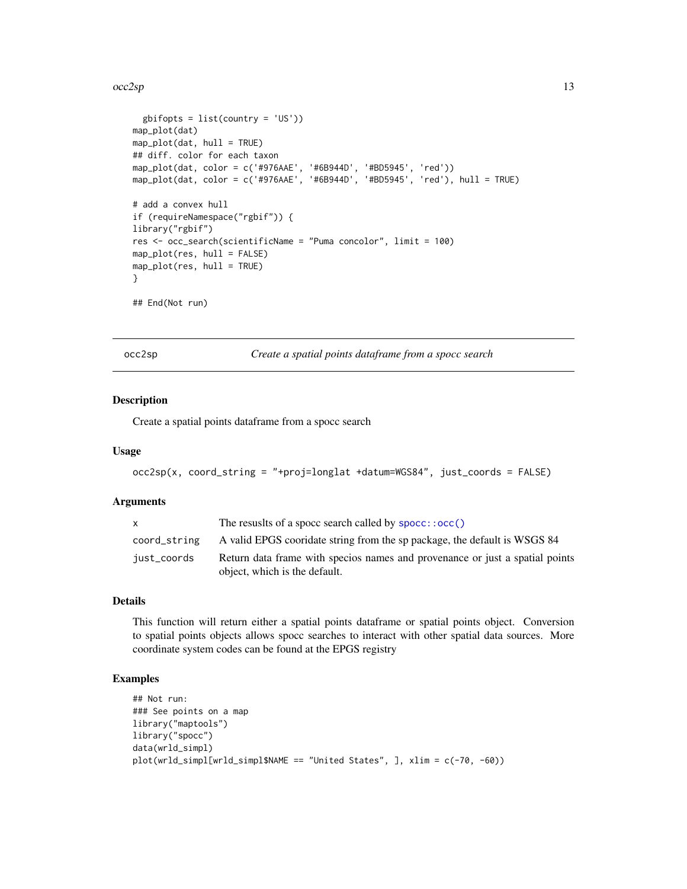```
  gbifopts = list(country = 'US'))
map_plot(dat)
map_plot(dat, hull = TRUE)
## diff. color for each taxon
map_plot(dat, color = c('#976AAE', '#6B944D', '#BD5945', 'red'))
map_plot(dat, color = c('#976AAE', '#6B944D', '#BD5945', 'red'), hull = TRUE)

# add a convex hull
if (requireNamespace("rgbif")) {
library("rgbif")
res <- occ_search(scientificName = "Puma concolor", limit = 100)
map_plot(res, hull = FALSE)
map_plot(res, hull = TRUE)
}

## End(Not run)
```

## occ2sp — *Create a spatial points dataframe from a spocc search*

### Description

Create a spatial points dataframe from a spocc search

### Usage

```
occ2sp(x, coord_string = "+proj=longlat +datum=WGS84", just_coords = FALSE)
```

### Arguments

| | |
|---|---|
| x | The resuslts of a spocc search called by spocc::occ() |
| coord_string | A valid EPGS cooridate string from the sp package, the default is WSGS 84 |
| just_coords | Return data frame with specios names and provenance or just a spatial points object, which is the default. |

### Details

This function will return either a spatial points dataframe or spatial points object. Conversion to spatial points objects allows spocc searches to interact with other spatial data sources. More coordinate system codes can be found at the EPGS registry

### Examples

```
## Not run:
### See points on a map
library("maptools")
library("spocc")
data(wrld_simpl)
plot(wrld_simpl[wrld_simpl$NAME == "United States", ], xlim = c(-70, -60))
```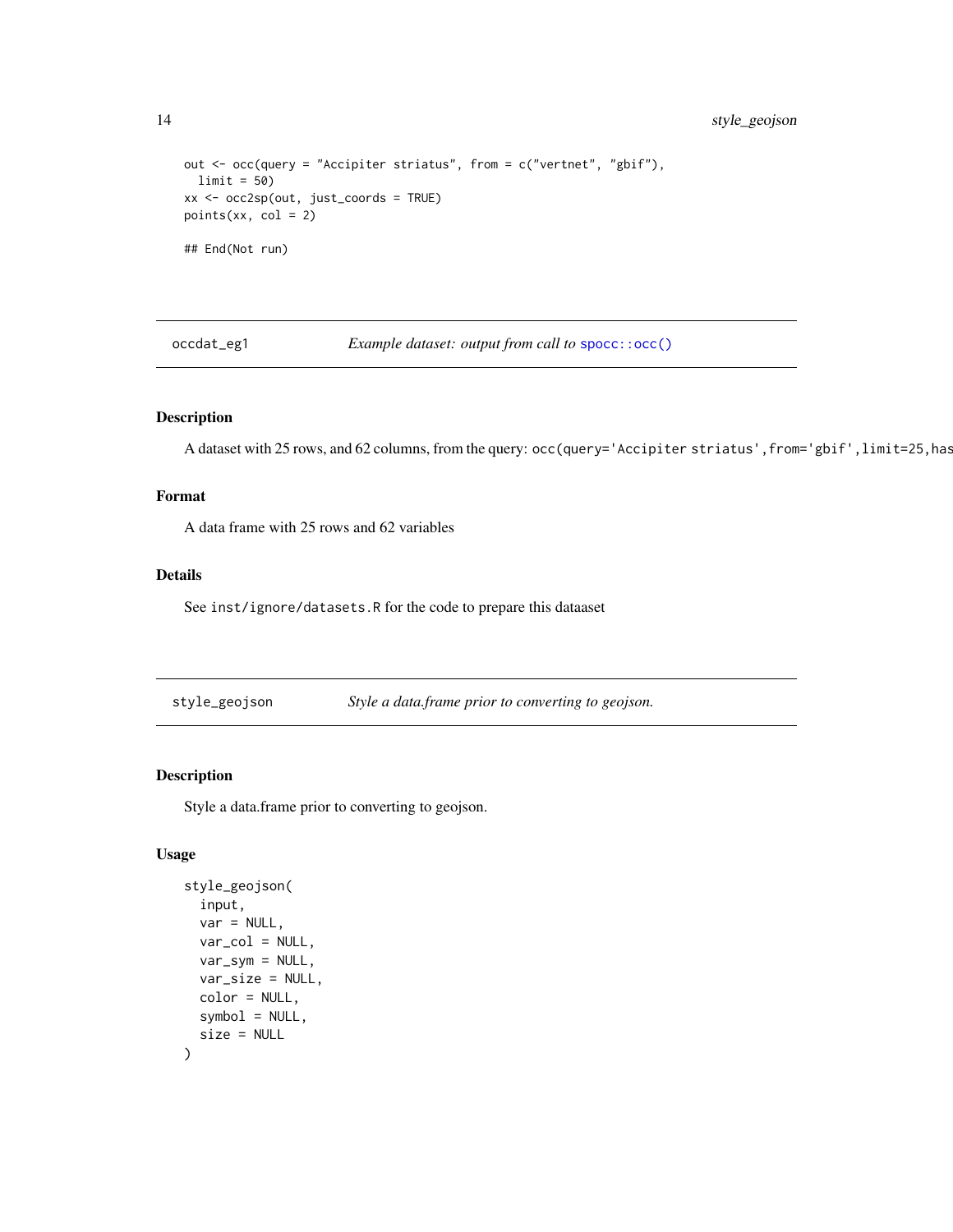```
out <- occ(query = "Accipiter striatus", from = c("vertnet", "gbif"),
  limit = 50)
xx <- occ2sp(out, just_coords = TRUE)
points(xx, col = 2)

## End(Not run)
```

---

## occdat_eg1 — *Example dataset: output from call to* `spocc::occ()`

---

### Description

A dataset with 25 rows, and 62 columns, from the query: `occ(query='Accipiter striatus',from='gbif',limit=25,has`

### Format

A data frame with 25 rows and 62 variables

### Details

See `inst/ignore/datasets.R` for the code to prepare this dataaset

---

## style_geojson — *Style a data.frame prior to converting to geojson.*

---

### Description

Style a data.frame prior to converting to geojson.

### Usage

```
style_geojson(
  input,
  var = NULL,
  var_col = NULL,
  var_sym = NULL,
  var_size = NULL,
  color = NULL,
  symbol = NULL,
  size = NULL
)
```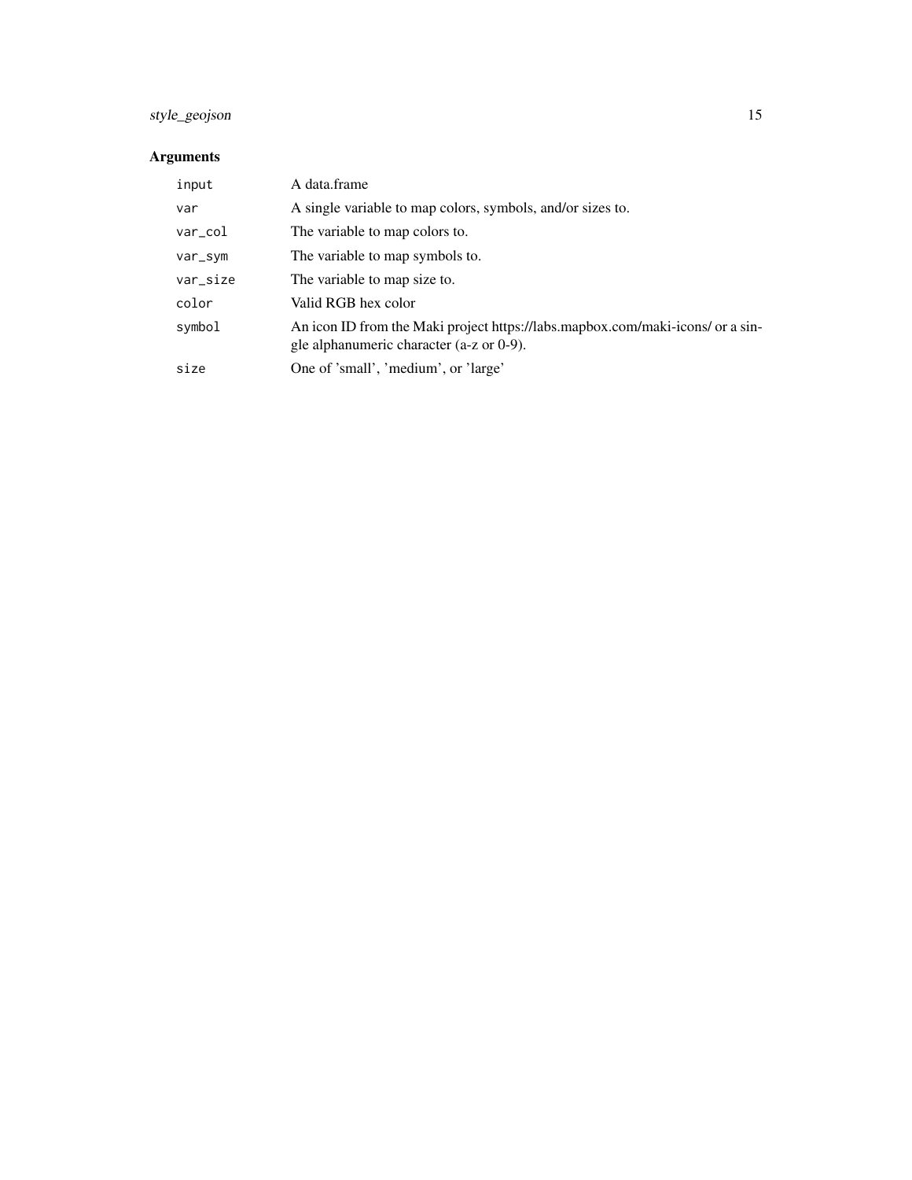## Arguments

| | |
|---|---|
| input | A data.frame |
| var | A single variable to map colors, symbols, and/or sizes to. |
| var_col | The variable to map colors to. |
| var_sym | The variable to map symbols to. |
| var_size | The variable to map size to. |
| color | Valid RGB hex color |
| symbol | An icon ID from the Maki project https://labs.mapbox.com/maki-icons/ or a single alphanumeric character (a-z or 0-9). |
| size | One of 'small', 'medium', or 'large' |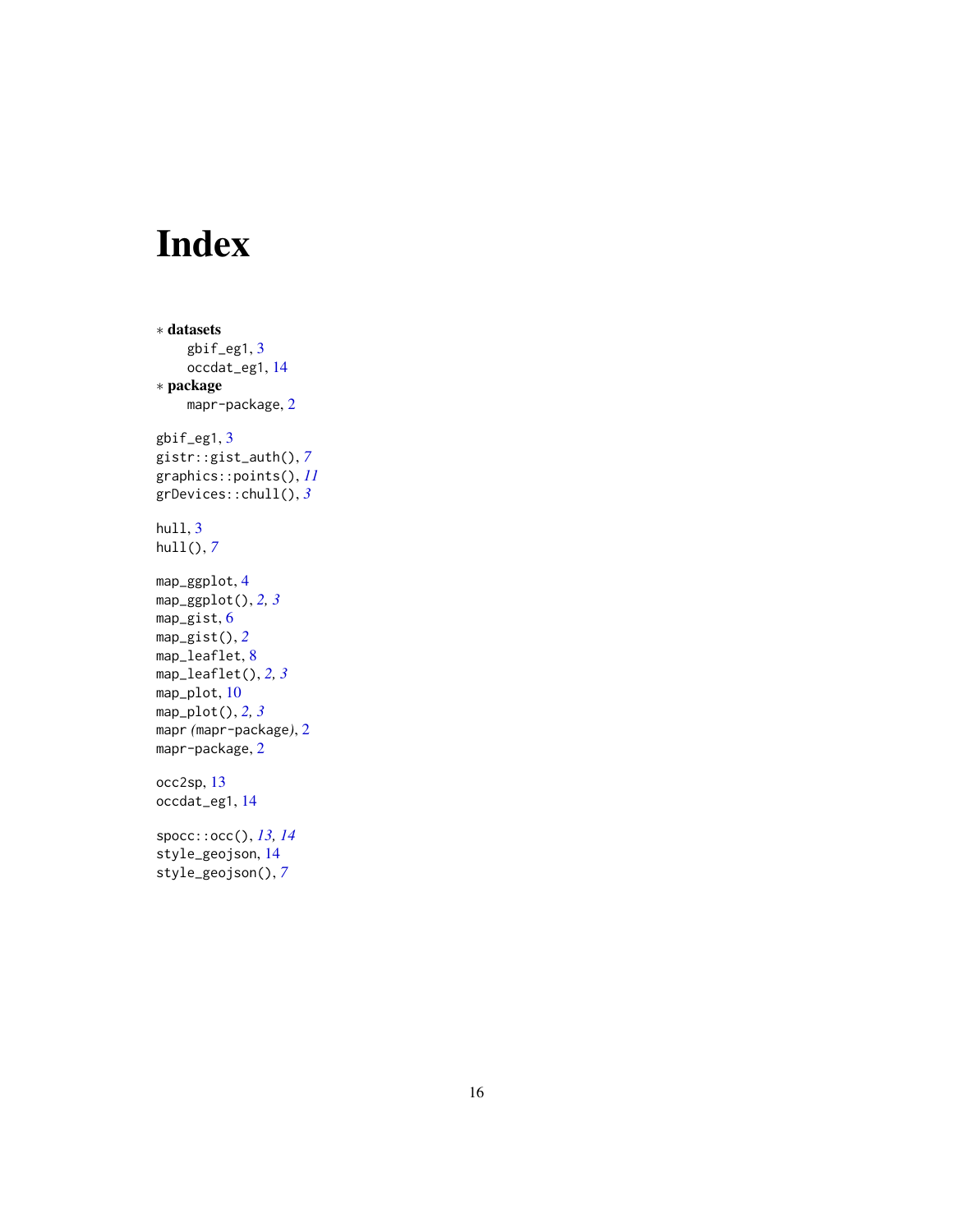# Index

∗ **datasets**
    gbif_eg1, 3
    occdat_eg1, 14
∗ **package**
    mapr-package, 2

gbif_eg1, 3
gistr::gist_auth(), *7*
graphics::points(), *11*
grDevices::chull(), *3*

hull, 3
hull(), *7*

map_ggplot, 4
map_ggplot(), *2, 3*
map_gist, 6
map_gist(), *2*
map_leaflet, 8
map_leaflet(), *2, 3*
map_plot, 10
map_plot(), *2, 3*
mapr *(*mapr-package*)*, 2
mapr-package, 2

occ2sp, 13
occdat_eg1, 14

spocc::occ(), *13, 14*
style_geojson, 14
style_geojson(), *7*